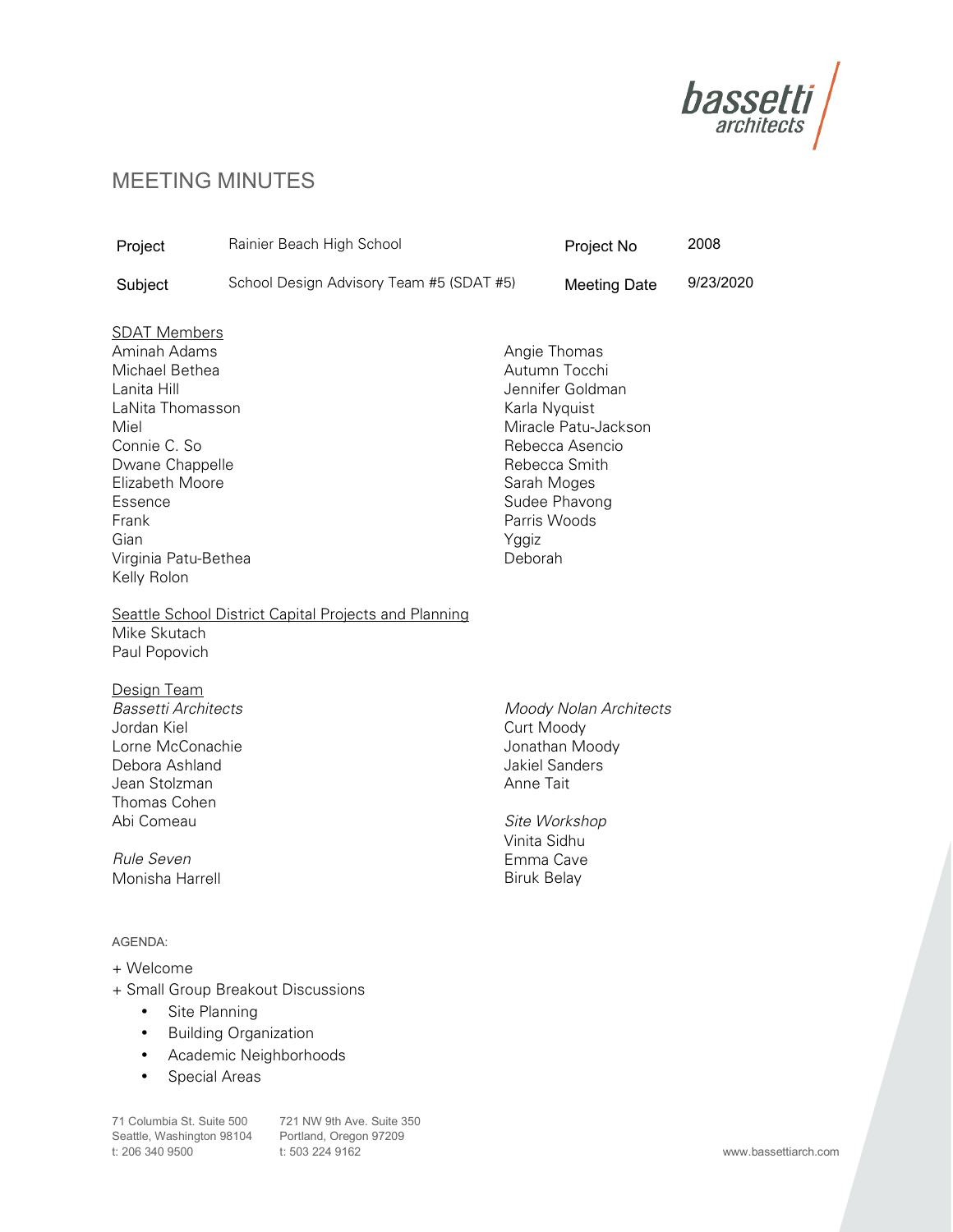# MEETING MINUTES

| Project | Rainier Beach High School | Project No | 2008 |
| --- | --- | --- | --- |
| Subject | School Design Advisory Team #5 (SDAT #5) | Meeting Date | 9/23/2020 |

SDAT Members

Aminah Adams
Michael Bethea
Lanita Hill
LaNita Thomasson
Miel
Connie C. So
Dwane Chappelle
Elizabeth Moore
Essence
Frank
Gian
Virginia Patu-Bethea
Kelly Rolon
Angie Thomas
Autumn Tocchi
Jennifer Goldman
Karla Nyquist
Miracle Patu-Jackson
Rebecca Asencio
Rebecca Smith
Sarah Moges
Sudee Phavong
Parris Woods
Yggiz
Deborah

Seattle School District Capital Projects and Planning

Mike Skutach
Paul Popovich

Design Team

*Bassetti Architects*
Jordan Kiel
Lorne McConachie
Debora Ashland
Jean Stolzman
Thomas Cohen
Abi Comeau

*Rule Seven*
Monisha Harrell

*Moody Nolan Architects*
Curt Moody
Jonathan Moody
Jakiel Sanders
Anne Tait

*Site Workshop*
Vinita Sidhu
Emma Cave
Biruk Belay

AGENDA:

+ Welcome
+ Small Group Breakout Discussions
  - Site Planning
  - Building Organization
  - Academic Neighborhoods
  - Special Areas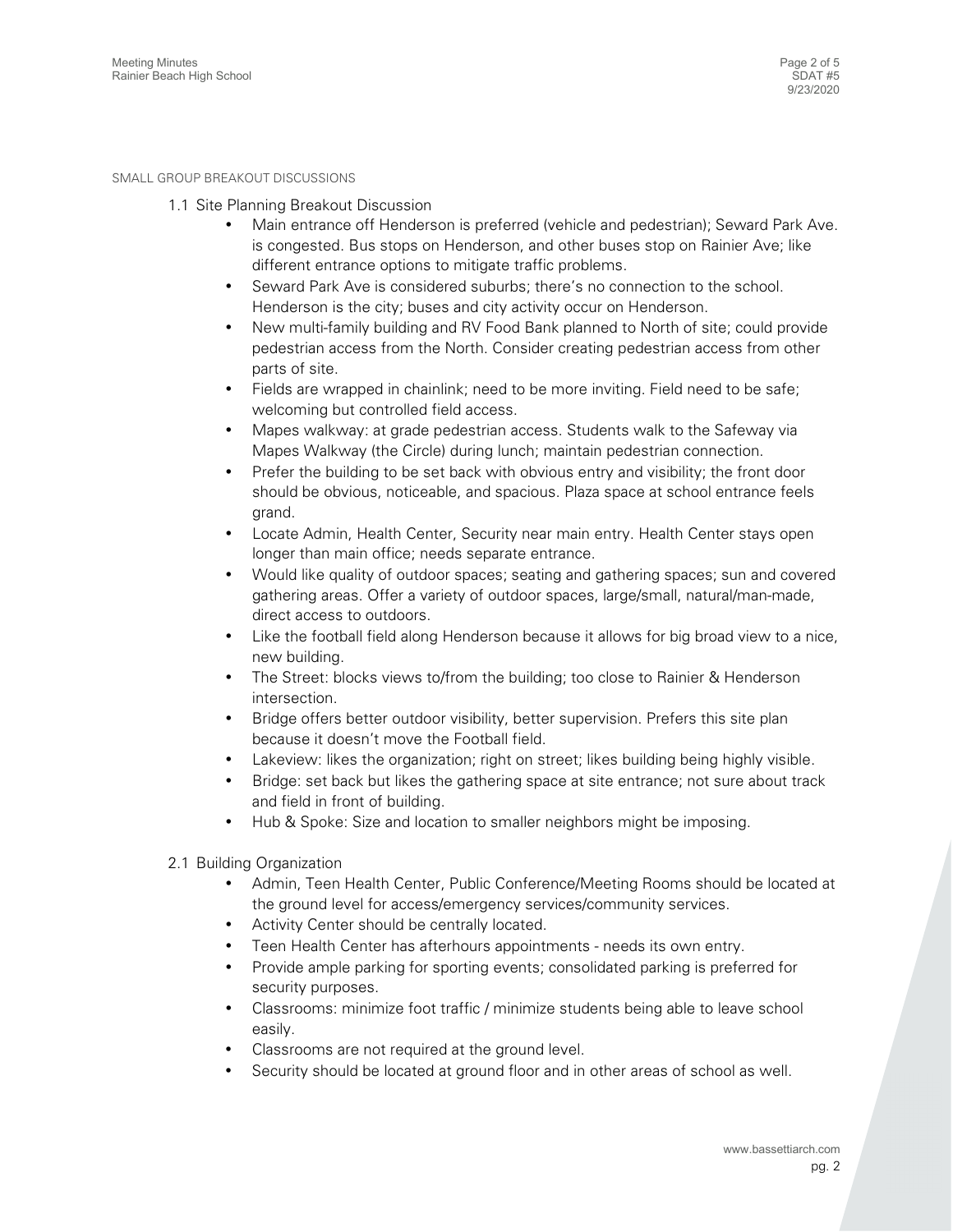SMALL GROUP BREAKOUT DISCUSSIONS

1.1 Site Planning Breakout Discussion

- Main entrance off Henderson is preferred (vehicle and pedestrian); Seward Park Ave. is congested. Bus stops on Henderson, and other buses stop on Rainier Ave; like different entrance options to mitigate traffic problems.
- Seward Park Ave is considered suburbs; there's no connection to the school. Henderson is the city; buses and city activity occur on Henderson.
- New multi-family building and RV Food Bank planned to North of site; could provide pedestrian access from the North. Consider creating pedestrian access from other parts of site.
- Fields are wrapped in chainlink; need to be more inviting. Field need to be safe; welcoming but controlled field access.
- Mapes walkway: at grade pedestrian access. Students walk to the Safeway via Mapes Walkway (the Circle) during lunch; maintain pedestrian connection.
- Prefer the building to be set back with obvious entry and visibility; the front door should be obvious, noticeable, and spacious. Plaza space at school entrance feels grand.
- Locate Admin, Health Center, Security near main entry. Health Center stays open longer than main office; needs separate entrance.
- Would like quality of outdoor spaces; seating and gathering spaces; sun and covered gathering areas. Offer a variety of outdoor spaces, large/small, natural/man-made, direct access to outdoors.
- Like the football field along Henderson because it allows for big broad view to a nice, new building.
- The Street: blocks views to/from the building; too close to Rainier & Henderson intersection.
- Bridge offers better outdoor visibility, better supervision. Prefers this site plan because it doesn't move the Football field.
- Lakeview: likes the organization; right on street; likes building being highly visible.
- Bridge: set back but likes the gathering space at site entrance; not sure about track and field in front of building.
- Hub & Spoke: Size and location to smaller neighbors might be imposing.

2.1 Building Organization

- Admin, Teen Health Center, Public Conference/Meeting Rooms should be located at the ground level for access/emergency services/community services.
- Activity Center should be centrally located.
- Teen Health Center has afterhours appointments - needs its own entry.
- Provide ample parking for sporting events; consolidated parking is preferred for security purposes.
- Classrooms: minimize foot traffic / minimize students being able to leave school easily.
- Classrooms are not required at the ground level.
- Security should be located at ground floor and in other areas of school as well.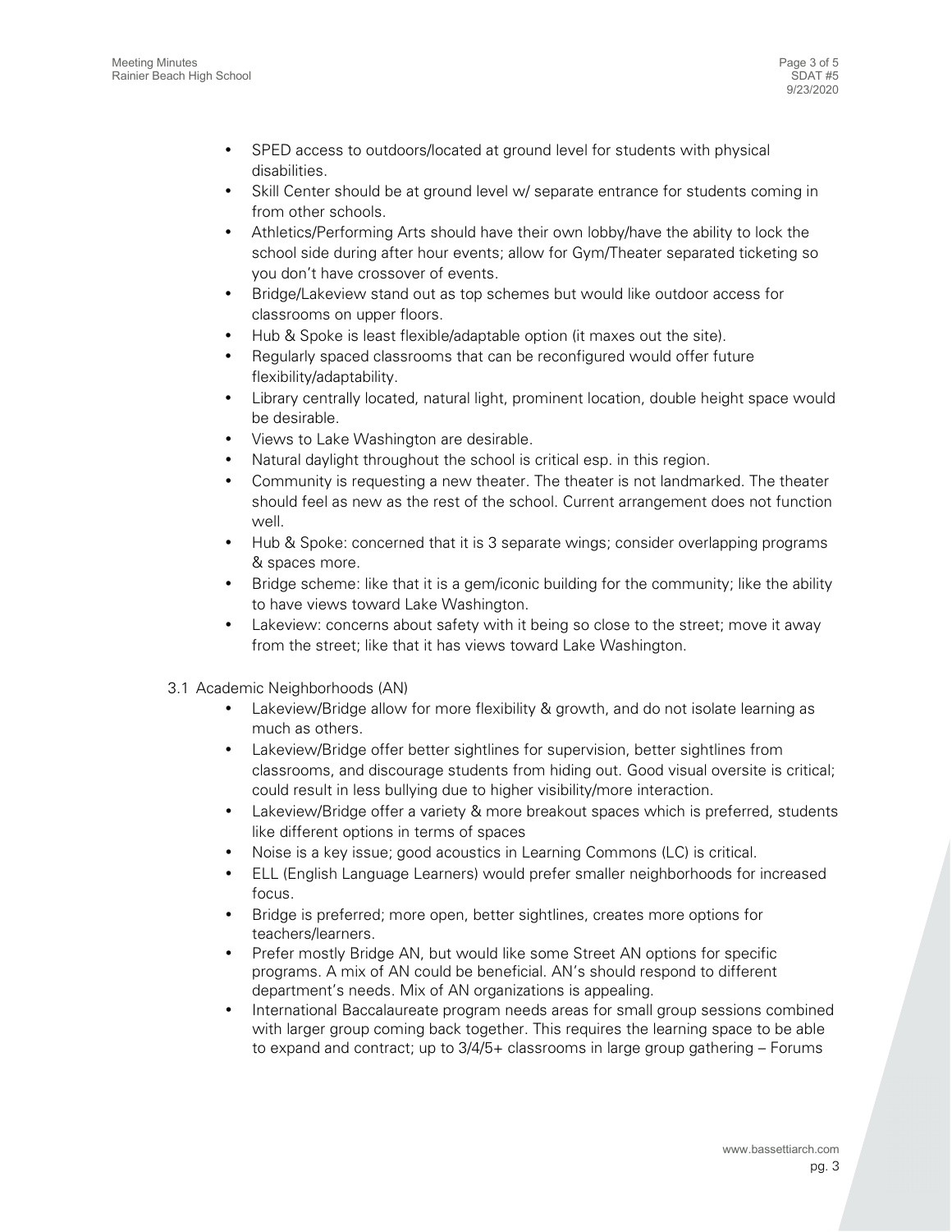- SPED access to outdoors/located at ground level for students with physical disabilities.
- Skill Center should be at ground level w/ separate entrance for students coming in from other schools.
- Athletics/Performing Arts should have their own lobby/have the ability to lock the school side during after hour events; allow for Gym/Theater separated ticketing so you don't have crossover of events.
- Bridge/Lakeview stand out as top schemes but would like outdoor access for classrooms on upper floors.
- Hub & Spoke is least flexible/adaptable option (it maxes out the site).
- Regularly spaced classrooms that can be reconfigured would offer future flexibility/adaptability.
- Library centrally located, natural light, prominent location, double height space would be desirable.
- Views to Lake Washington are desirable.
- Natural daylight throughout the school is critical esp. in this region.
- Community is requesting a new theater. The theater is not landmarked. The theater should feel as new as the rest of the school. Current arrangement does not function well.
- Hub & Spoke: concerned that it is 3 separate wings; consider overlapping programs & spaces more.
- Bridge scheme: like that it is a gem/iconic building for the community; like the ability to have views toward Lake Washington.
- Lakeview: concerns about safety with it being so close to the street; move it away from the street; like that it has views toward Lake Washington.

3.1 Academic Neighborhoods (AN)

- Lakeview/Bridge allow for more flexibility & growth, and do not isolate learning as much as others.
- Lakeview/Bridge offer better sightlines for supervision, better sightlines from classrooms, and discourage students from hiding out. Good visual oversite is critical; could result in less bullying due to higher visibility/more interaction.
- Lakeview/Bridge offer a variety & more breakout spaces which is preferred, students like different options in terms of spaces
- Noise is a key issue; good acoustics in Learning Commons (LC) is critical.
- ELL (English Language Learners) would prefer smaller neighborhoods for increased focus.
- Bridge is preferred; more open, better sightlines, creates more options for teachers/learners.
- Prefer mostly Bridge AN, but would like some Street AN options for specific programs. A mix of AN could be beneficial. AN's should respond to different department's needs. Mix of AN organizations is appealing.
- International Baccalaureate program needs areas for small group sessions combined with larger group coming back together. This requires the learning space to be able to expand and contract; up to 3/4/5+ classrooms in large group gathering – Forums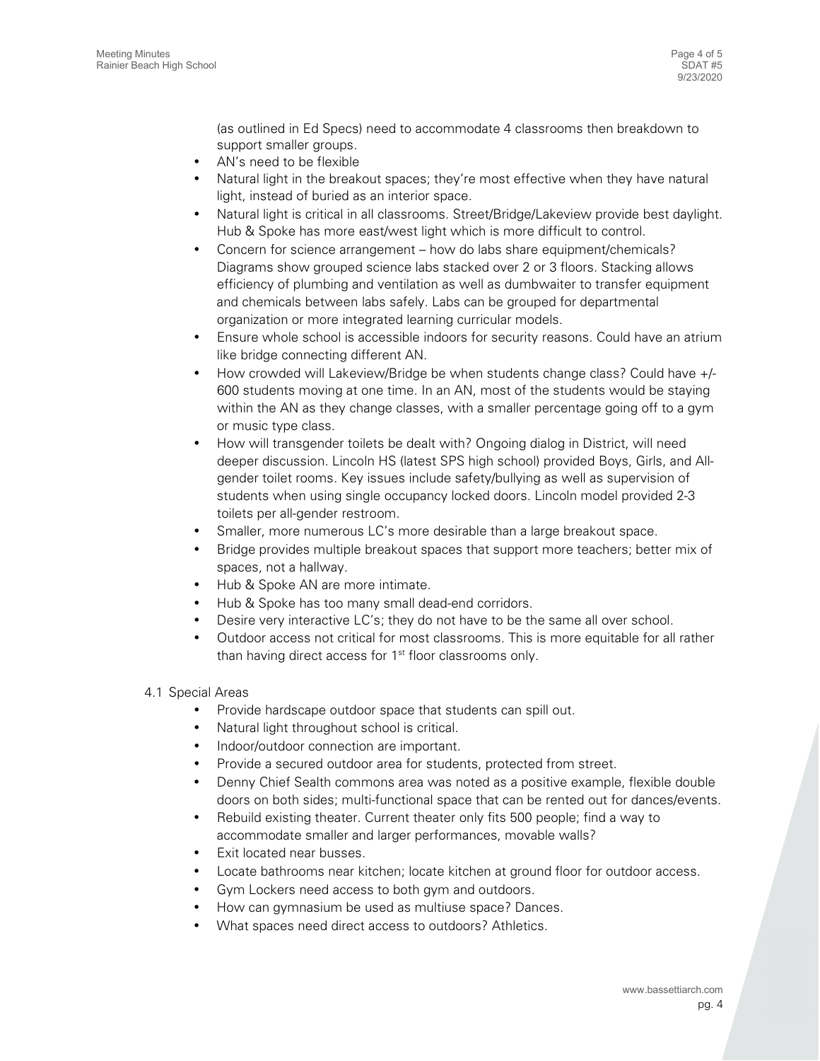(as outlined in Ed Specs) need to accommodate 4 classrooms then breakdown to support smaller groups.

- AN's need to be flexible
- Natural light in the breakout spaces; they're most effective when they have natural light, instead of buried as an interior space.
- Natural light is critical in all classrooms. Street/Bridge/Lakeview provide best daylight. Hub & Spoke has more east/west light which is more difficult to control.
- Concern for science arrangement – how do labs share equipment/chemicals? Diagrams show grouped science labs stacked over 2 or 3 floors. Stacking allows efficiency of plumbing and ventilation as well as dumbwaiter to transfer equipment and chemicals between labs safely. Labs can be grouped for departmental organization or more integrated learning curricular models.
- Ensure whole school is accessible indoors for security reasons. Could have an atrium like bridge connecting different AN.
- How crowded will Lakeview/Bridge be when students change class? Could have +/- 600 students moving at one time. In an AN, most of the students would be staying within the AN as they change classes, with a smaller percentage going off to a gym or music type class.
- How will transgender toilets be dealt with? Ongoing dialog in District, will need deeper discussion. Lincoln HS (latest SPS high school) provided Boys, Girls, and All-gender toilet rooms. Key issues include safety/bullying as well as supervision of students when using single occupancy locked doors. Lincoln model provided 2-3 toilets per all-gender restroom.
- Smaller, more numerous LC's more desirable than a large breakout space.
- Bridge provides multiple breakout spaces that support more teachers; better mix of spaces, not a hallway.
- Hub & Spoke AN are more intimate.
- Hub & Spoke has too many small dead-end corridors.
- Desire very interactive LC's; they do not have to be the same all over school.
- Outdoor access not critical for most classrooms. This is more equitable for all rather than having direct access for 1st floor classrooms only.

4.1 Special Areas

- Provide hardscape outdoor space that students can spill out.
- Natural light throughout school is critical.
- Indoor/outdoor connection are important.
- Provide a secured outdoor area for students, protected from street.
- Denny Chief Sealth commons area was noted as a positive example, flexible double doors on both sides; multi-functional space that can be rented out for dances/events.
- Rebuild existing theater. Current theater only fits 500 people; find a way to accommodate smaller and larger performances, movable walls?
- Exit located near busses.
- Locate bathrooms near kitchen; locate kitchen at ground floor for outdoor access.
- Gym Lockers need access to both gym and outdoors.
- How can gymnasium be used as multiuse space? Dances.
- What spaces need direct access to outdoors? Athletics.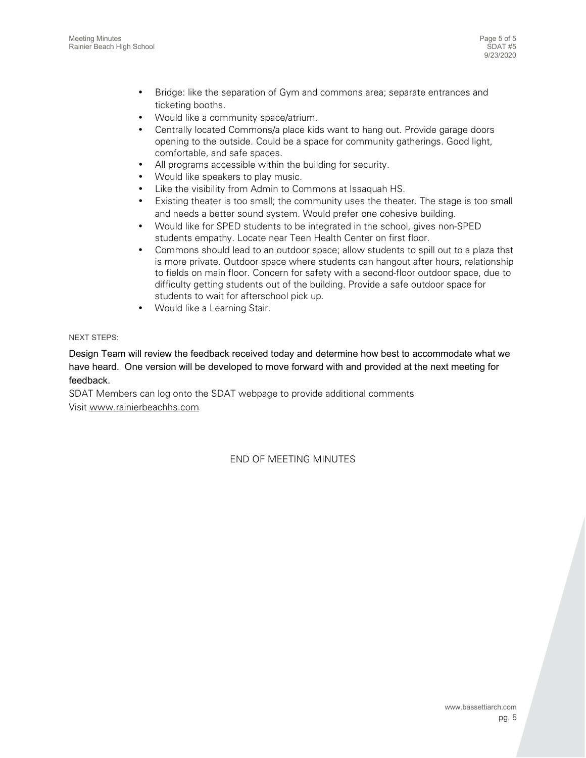- Bridge: like the separation of Gym and commons area; separate entrances and ticketing booths.
- Would like a community space/atrium.
- Centrally located Commons/a place kids want to hang out. Provide garage doors opening to the outside. Could be a space for community gatherings. Good light, comfortable, and safe spaces.
- All programs accessible within the building for security.
- Would like speakers to play music.
- Like the visibility from Admin to Commons at Issaquah HS.
- Existing theater is too small; the community uses the theater. The stage is too small and needs a better sound system. Would prefer one cohesive building.
- Would like for SPED students to be integrated in the school, gives non-SPED students empathy. Locate near Teen Health Center on first floor.
- Commons should lead to an outdoor space; allow students to spill out to a plaza that is more private. Outdoor space where students can hangout after hours, relationship to fields on main floor. Concern for safety with a second-floor outdoor space, due to difficulty getting students out of the building. Provide a safe outdoor space for students to wait for afterschool pick up.
- Would like a Learning Stair.

NEXT STEPS:

Design Team will review the feedback received today and determine how best to accommodate what we have heard. One version will be developed to move forward with and provided at the next meeting for feedback.

SDAT Members can log onto the SDAT webpage to provide additional comments
Visit www.rainierbeachhs.com

END OF MEETING MINUTES